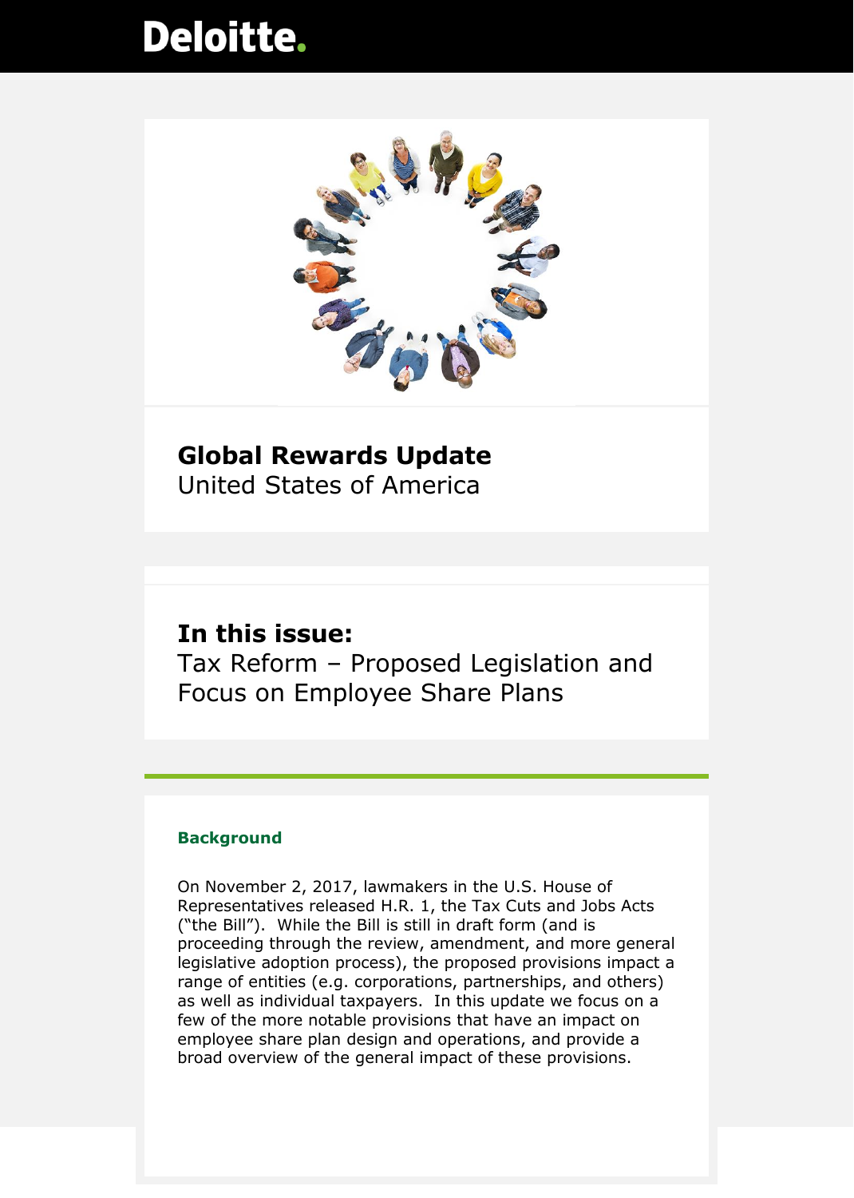Deloitte.

# Global Rewards Update

United States of America

## In this issue:

Tax Reform – Proposed Legislation and Focus on Employee Share Plans

### Background

On November 2, 2017, lawmakers in the U.S. House of Representatives released H.R. 1, the Tax Cuts and Jobs Acts ("the Bill"). While the Bill is still in draft form (and is proceeding through the review, amendment, and more general legislative adoption process), the proposed provisions impact a range of entities (e.g. corporations, partnerships, and others) as well as individual taxpayers. In this update we focus on a few of the more notable provisions that have an impact on employee share plan design and operations, and provide a broad overview of the general impact of these provisions.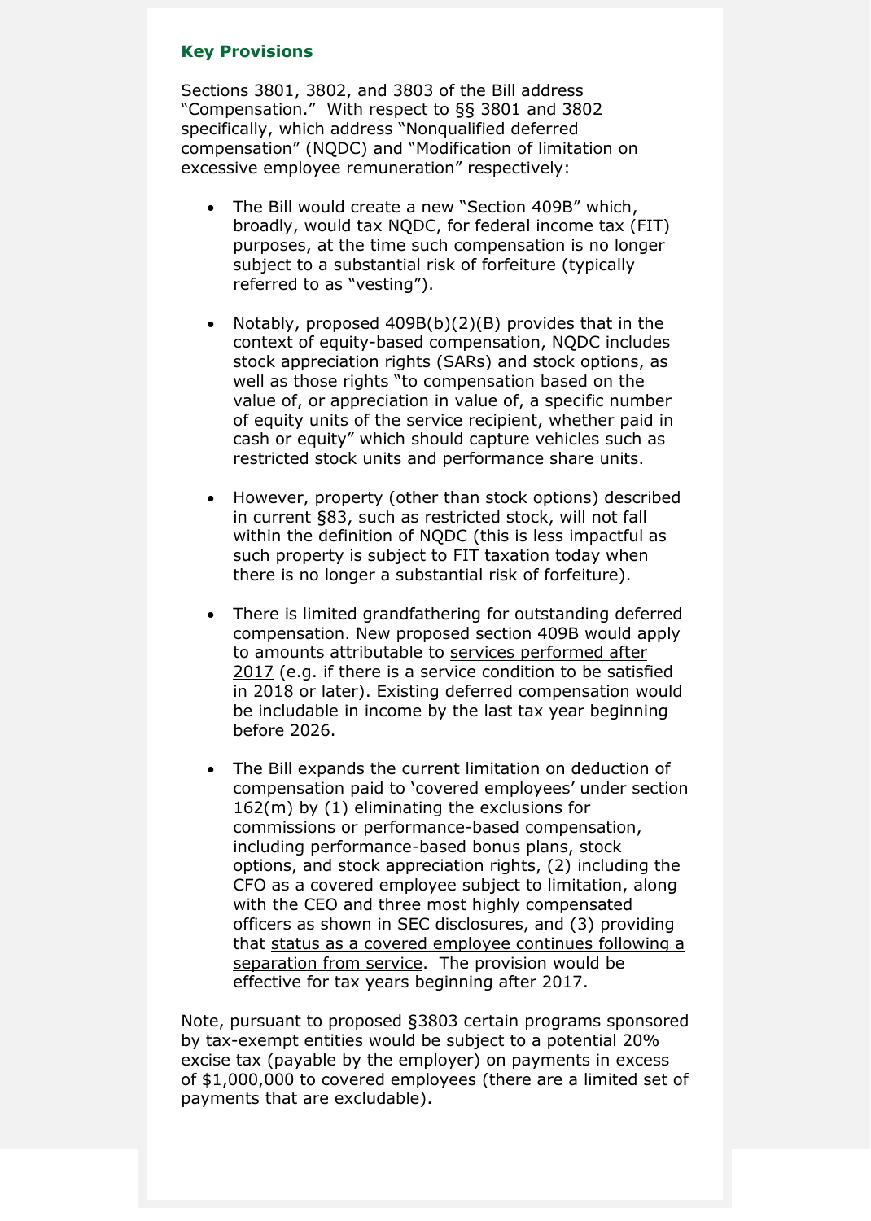### Key Provisions

Sections 3801, 3802, and 3803 of the Bill address "Compensation." With respect to §§ 3801 and 3802 specifically, which address "Nonqualified deferred compensation" (NQDC) and "Modification of limitation on excessive employee remuneration" respectively:

- The Bill would create a new "Section 409B" which, broadly, would tax NQDC, for federal income tax (FIT) purposes, at the time such compensation is no longer subject to a substantial risk of forfeiture (typically referred to as "vesting").
- Notably, proposed 409B(b)(2)(B) provides that in the context of equity-based compensation, NQDC includes stock appreciation rights (SARs) and stock options, as well as those rights "to compensation based on the value of, or appreciation in value of, a specific number of equity units of the service recipient, whether paid in cash or equity" which should capture vehicles such as restricted stock units and performance share units.
- However, property (other than stock options) described in current §83, such as restricted stock, will not fall within the definition of NQDC (this is less impactful as such property is subject to FIT taxation today when there is no longer a substantial risk of forfeiture).
- There is limited grandfathering for outstanding deferred compensation. New proposed section 409B would apply to amounts attributable to <u>services performed after 2017</u> (e.g. if there is a service condition to be satisfied in 2018 or later). Existing deferred compensation would be includable in income by the last tax year beginning before 2026.
- The Bill expands the current limitation on deduction of compensation paid to 'covered employees' under section 162(m) by (1) eliminating the exclusions for commissions or performance-based compensation, including performance-based bonus plans, stock options, and stock appreciation rights, (2) including the CFO as a covered employee subject to limitation, along with the CEO and three most highly compensated officers as shown in SEC disclosures, and (3) providing that <u>status as a covered employee continues following a separation from service</u>. The provision would be effective for tax years beginning after 2017.

Note, pursuant to proposed §3803 certain programs sponsored by tax-exempt entities would be subject to a potential 20% excise tax (payable by the employer) on payments in excess of $1,000,000 to covered employees (there are a limited set of payments that are excludable).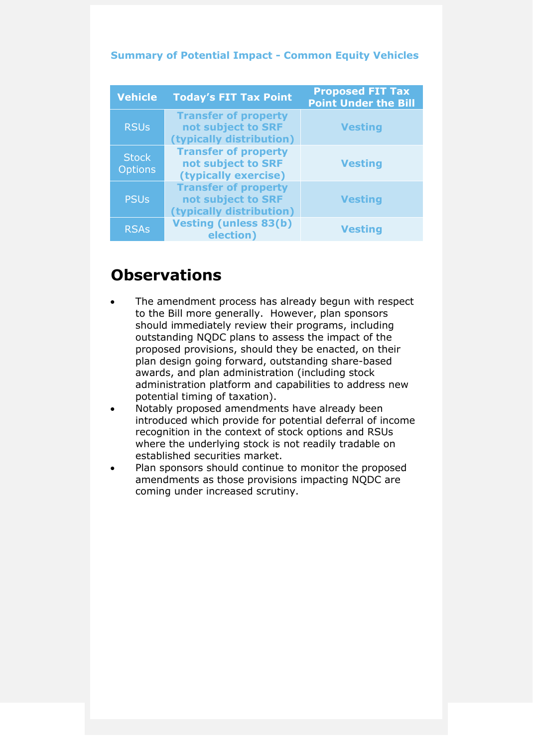**Summary of Potential Impact - Common Equity Vehicles**

| Vehicle | Today's FIT Tax Point | Proposed FIT Tax Point Under the Bill |
| --- | --- | --- |
| RSUs | Transfer of property not subject to SRF (typically distribution) | Vesting |
| Stock Options | Transfer of property not subject to SRF (typically exercise) | Vesting |
| PSUs | Transfer of property not subject to SRF (typically distribution) | Vesting |
| RSAs | Vesting (unless 83(b) election) | Vesting |

## Observations

- The amendment process has already begun with respect to the Bill more generally. However, plan sponsors should immediately review their programs, including outstanding NQDC plans to assess the impact of the proposed provisions, should they be enacted, on their plan design going forward, outstanding share-based awards, and plan administration (including stock administration platform and capabilities to address new potential timing of taxation).
- Notably proposed amendments have already been introduced which provide for potential deferral of income recognition in the context of stock options and RSUs where the underlying stock is not readily tradable on established securities market.
- Plan sponsors should continue to monitor the proposed amendments as those provisions impacting NQDC are coming under increased scrutiny.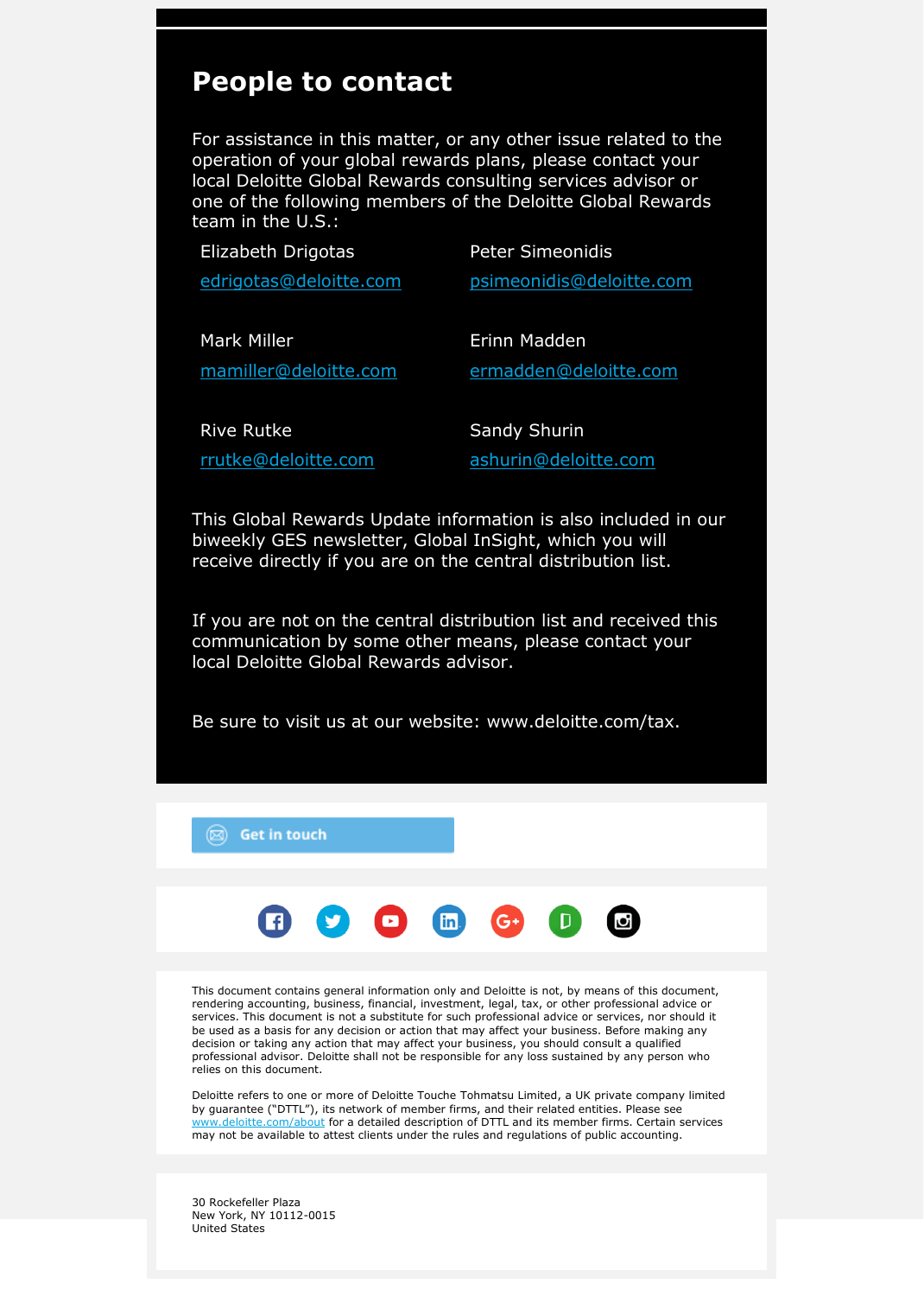## People to contact

For assistance in this matter, or any other issue related to the operation of your global rewards plans, please contact your local Deloitte Global Rewards consulting services advisor or one of the following members of the Deloitte Global Rewards team in the U.S.:

Elizabeth Drigotas
edrigotas@deloitte.com

Peter Simeonidis
psimeonidis@deloitte.com

Mark Miller
mamiller@deloitte.com

Erinn Madden
ermadden@deloitte.com

Rive Rutke
rrutke@deloitte.com

Sandy Shurin
ashurin@deloitte.com

This Global Rewards Update information is also included in our biweekly GES newsletter, Global InSight, which you will receive directly if you are on the central distribution list.

If you are not on the central distribution list and received this communication by some other means, please contact your local Deloitte Global Rewards advisor.

Be sure to visit us at our website: www.deloitte.com/tax.

Get in touch

This document contains general information only and Deloitte is not, by means of this document, rendering accounting, business, financial, investment, legal, tax, or other professional advice or services. This document is not a substitute for such professional advice or services, nor should it be used as a basis for any decision or action that may affect your business. Before making any decision or taking any action that may affect your business, you should consult a qualified professional advisor. Deloitte shall not be responsible for any loss sustained by any person who relies on this document.

Deloitte refers to one or more of Deloitte Touche Tohmatsu Limited, a UK private company limited by guarantee ("DTTL"), its network of member firms, and their related entities. Please see www.deloitte.com/about for a detailed description of DTTL and its member firms. Certain services may not be available to attest clients under the rules and regulations of public accounting.

30 Rockefeller Plaza
New York, NY 10112-0015
United States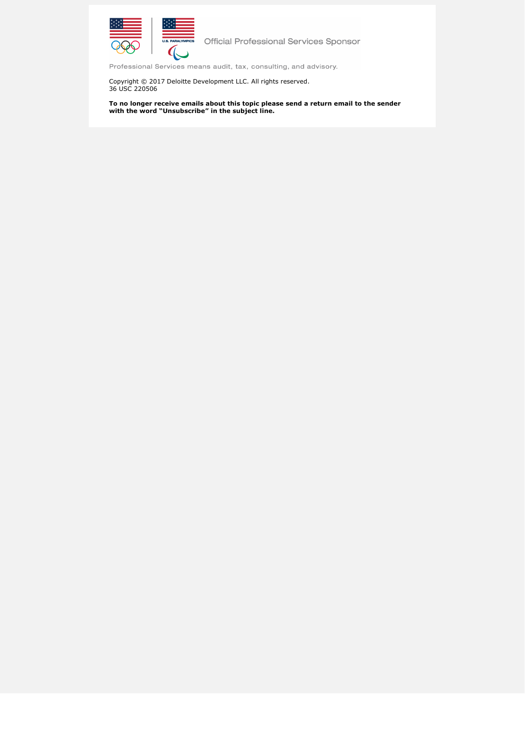Official Professional Services Sponsor

Professional Services means audit, tax, consulting, and advisory.

Copyright © 2017 Deloitte Development LLC. All rights reserved.
36 USC 220506

**To no longer receive emails about this topic please send a return email to the sender with the word “Unsubscribe” in the subject line.**